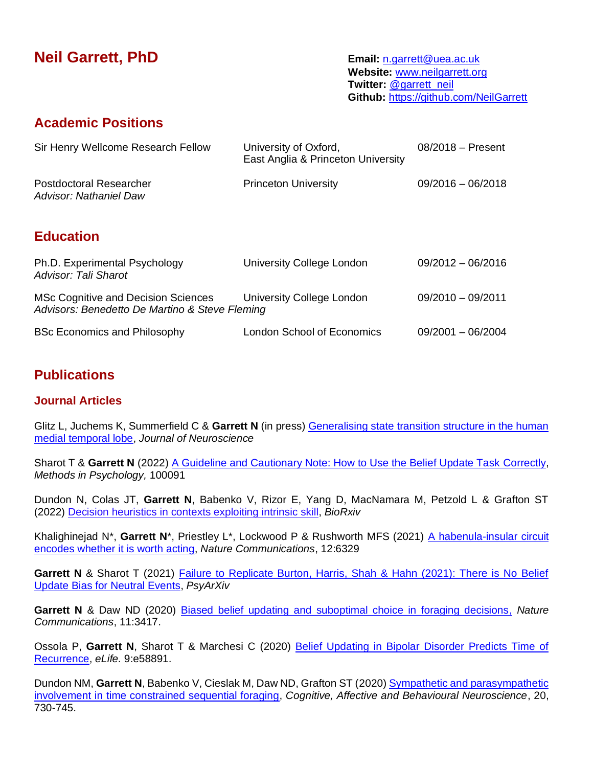# Neil Garrett, PhD

**Email:** n.garrett@uea.ac.uk
**Website:** www.neilgarrett.org
**Twitter:** @garrett_neil
**Github:** https://github.com/NeilGarrett

## Academic Positions

| | | |
|---|---|---|
| Sir Henry Wellcome Research Fellow | University of Oxford, East Anglia & Princeton University | 08/2018 – Present |
| Postdoctoral Researcher *Advisor: Nathaniel Daw* | Princeton University | 09/2016 – 06/2018 |

## Education

| | | |
|---|---|---|
| Ph.D. Experimental Psychology *Advisor: Tali Sharot* | University College London | 09/2012 – 06/2016 |
| MSc Cognitive and Decision Sciences *Advisors: Benedetto De Martino & Steve Fleming* | University College London | 09/2010 – 09/2011 |
| BSc Economics and Philosophy | London School of Economics | 09/2001 – 06/2004 |

## Publications

### Journal Articles

Glitz L, Juchems K, Summerfield C & **Garrett N** (in press) Generalising state transition structure in the human medial temporal lobe, *Journal of Neuroscience*

Sharot T & **Garrett N** (2022) A Guideline and Cautionary Note: How to Use the Belief Update Task Correctly, *Methods in Psychology,* 100091

Dundon N, Colas JT, **Garrett N**, Babenko V, Rizor E, Yang D, MacNamara M, Petzold L & Grafton ST (2022) Decision heuristics in contexts exploiting intrinsic skill, *BioRxiv*

Khalighinejad N*, **Garrett N***, Priestley L*, Lockwood P & Rushworth MFS (2021) A habenula-insular circuit encodes whether it is worth acting, *Nature Communications*, 12:6329

**Garrett N** & Sharot T (2021) Failure to Replicate Burton, Harris, Shah & Hahn (2021): There is No Belief Update Bias for Neutral Events, *PsyArXiv*

**Garrett N** & Daw ND (2020) Biased belief updating and suboptimal choice in foraging decisions, *Nature Communications*, 11:3417.

Ossola P, **Garrett N**, Sharot T & Marchesi C (2020) Belief Updating in Bipolar Disorder Predicts Time of Recurrence, *eLife.* 9:e58891.

Dundon NM, **Garrett N**, Babenko V, Cieslak M, Daw ND, Grafton ST (2020) Sympathetic and parasympathetic involvement in time constrained sequential foraging, *Cognitive, Affective and Behavioural Neuroscience*, 20, 730-745.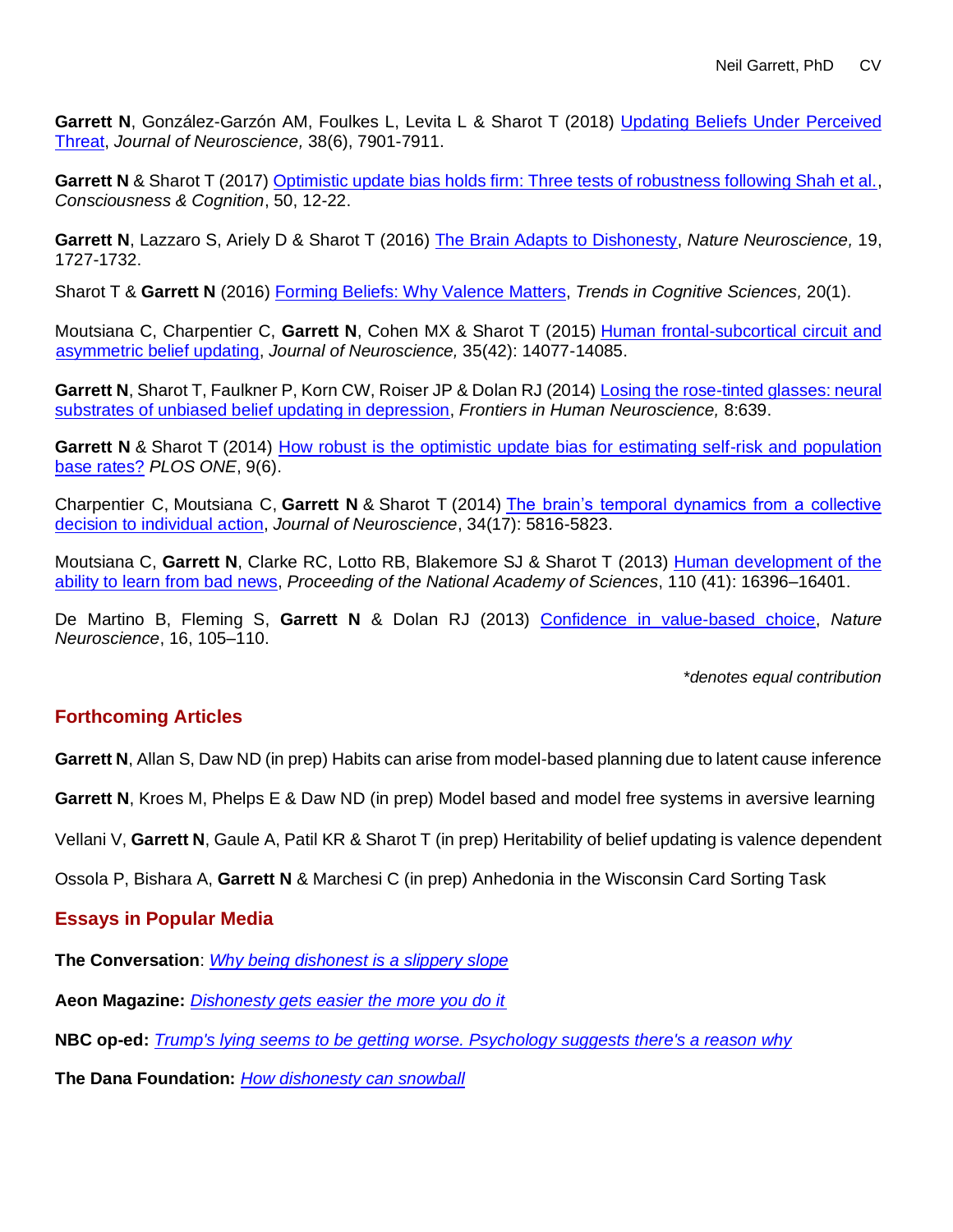**Garrett N**, González-Garzón AM, Foulkes L, Levita L & Sharot T (2018) Updating Beliefs Under Perceived Threat, *Journal of Neuroscience,* 38(6), 7901-7911.

**Garrett N** & Sharot T (2017) Optimistic update bias holds firm: Three tests of robustness following Shah et al., *Consciousness & Cognition*, 50, 12-22.

**Garrett N**, Lazzaro S, Ariely D & Sharot T (2016) The Brain Adapts to Dishonesty, *Nature Neuroscience,* 19, 1727-1732.

Sharot T & **Garrett N** (2016) Forming Beliefs: Why Valence Matters, *Trends in Cognitive Sciences,* 20(1).

Moutsiana C, Charpentier C, **Garrett N**, Cohen MX & Sharot T (2015) Human frontal-subcortical circuit and asymmetric belief updating, *Journal of Neuroscience,* 35(42): 14077-14085.

**Garrett N**, Sharot T, Faulkner P, Korn CW, Roiser JP & Dolan RJ (2014) Losing the rose-tinted glasses: neural substrates of unbiased belief updating in depression, *Frontiers in Human Neuroscience,* 8:639.

**Garrett N** & Sharot T (2014) How robust is the optimistic update bias for estimating self-risk and population base rates? *PLOS ONE*, 9(6).

Charpentier C, Moutsiana C, **Garrett N** & Sharot T (2014) The brain's temporal dynamics from a collective decision to individual action, *Journal of Neuroscience*, 34(17): 5816-5823.

Moutsiana C, **Garrett N**, Clarke RC, Lotto RB, Blakemore SJ & Sharot T (2013) Human development of the ability to learn from bad news, *Proceeding of the National Academy of Sciences*, 110 (41): 16396–16401.

De Martino B, Fleming S, **Garrett N** & Dolan RJ (2013) Confidence in value-based choice, *Nature Neuroscience*, 16, 105–110.

*\*denotes equal contribution*

## Forthcoming Articles

**Garrett N**, Allan S, Daw ND (in prep) Habits can arise from model-based planning due to latent cause inference

**Garrett N**, Kroes M, Phelps E & Daw ND (in prep) Model based and model free systems in aversive learning

Vellani V, **Garrett N**, Gaule A, Patil KR & Sharot T (in prep) Heritability of belief updating is valence dependent

Ossola P, Bishara A, **Garrett N** & Marchesi C (in prep) Anhedonia in the Wisconsin Card Sorting Task

## Essays in Popular Media

**The Conversation**: *Why being dishonest is a slippery slope*

**Aeon Magazine:** *Dishonesty gets easier the more you do it*

**NBC op-ed:** *Trump's lying seems to be getting worse. Psychology suggests there's a reason why*

**The Dana Foundation:** *How dishonesty can snowball*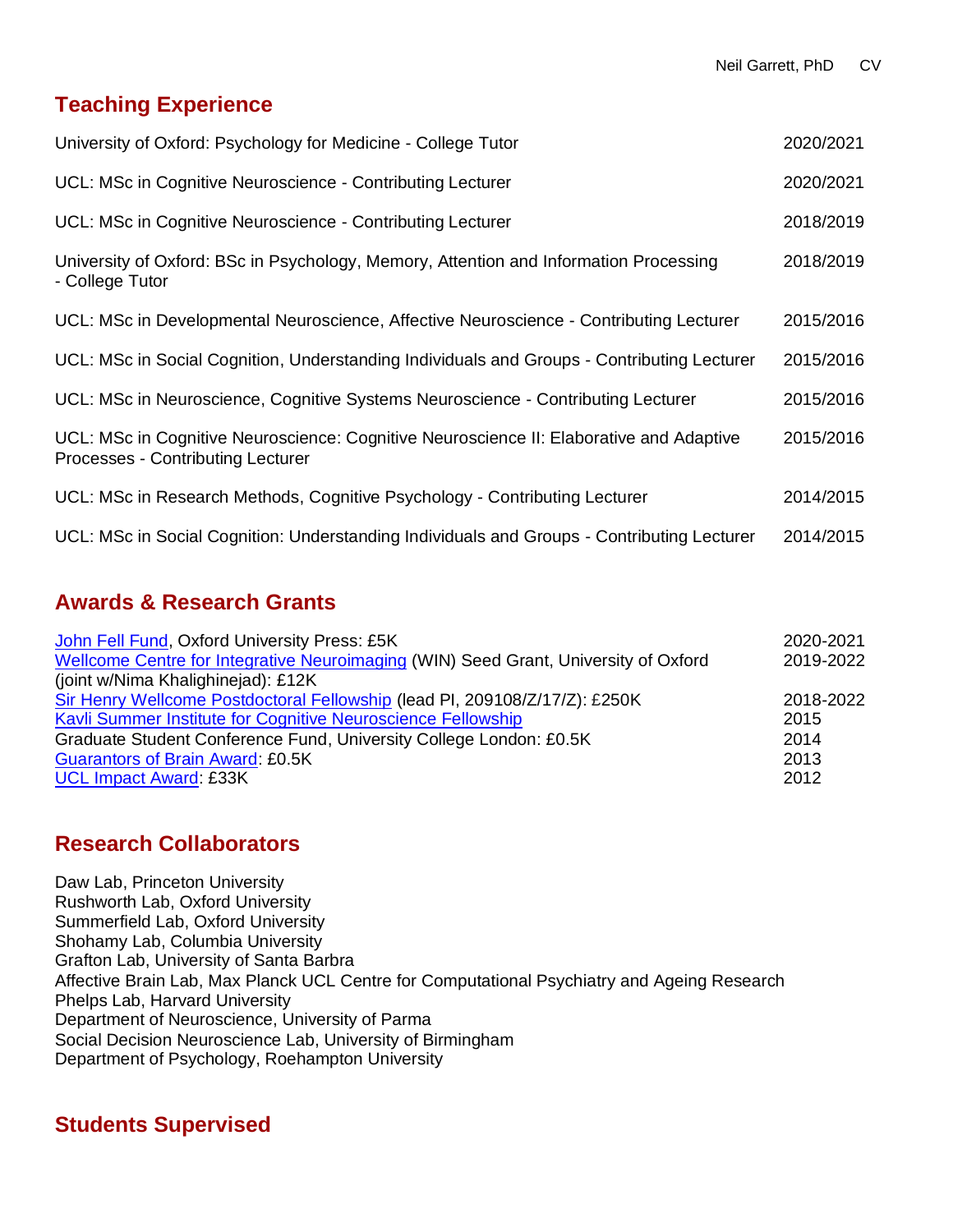## Teaching Experience

| | |
|---|---|
| University of Oxford: Psychology for Medicine - College Tutor | 2020/2021 |
| UCL: MSc in Cognitive Neuroscience - Contributing Lecturer | 2020/2021 |
| UCL: MSc in Cognitive Neuroscience - Contributing Lecturer | 2018/2019 |
| University of Oxford: BSc in Psychology, Memory, Attention and Information Processing - College Tutor | 2018/2019 |
| UCL: MSc in Developmental Neuroscience, Affective Neuroscience - Contributing Lecturer | 2015/2016 |
| UCL: MSc in Social Cognition, Understanding Individuals and Groups - Contributing Lecturer | 2015/2016 |
| UCL: MSc in Neuroscience, Cognitive Systems Neuroscience - Contributing Lecturer | 2015/2016 |
| UCL: MSc in Cognitive Neuroscience: Cognitive Neuroscience II: Elaborative and Adaptive Processes - Contributing Lecturer | 2015/2016 |
| UCL: MSc in Research Methods, Cognitive Psychology - Contributing Lecturer | 2014/2015 |
| UCL: MSc in Social Cognition: Understanding Individuals and Groups - Contributing Lecturer | 2014/2015 |

## Awards & Research Grants

| | |
|---|---|
| John Fell Fund, Oxford University Press: £5K | 2020-2021 |
| Wellcome Centre for Integrative Neuroimaging (WIN) Seed Grant, University of Oxford (joint w/Nima Khalighinejad): £12K | 2019-2022 |
| Sir Henry Wellcome Postdoctoral Fellowship (lead PI, 209108/Z/17/Z): £250K | 2018-2022 |
| Kavli Summer Institute for Cognitive Neuroscience Fellowship | 2015 |
| Graduate Student Conference Fund, University College London: £0.5K | 2014 |
| Guarantors of Brain Award: £0.5K | 2013 |
| UCL Impact Award: £33K | 2012 |

## Research Collaborators

Daw Lab, Princeton University
Rushworth Lab, Oxford University
Summerfield Lab, Oxford University
Shohamy Lab, Columbia University
Grafton Lab, University of Santa Barbra
Affective Brain Lab, Max Planck UCL Centre for Computational Psychiatry and Ageing Research
Phelps Lab, Harvard University
Department of Neuroscience, University of Parma
Social Decision Neuroscience Lab, University of Birmingham
Department of Psychology, Roehampton University

## Students Supervised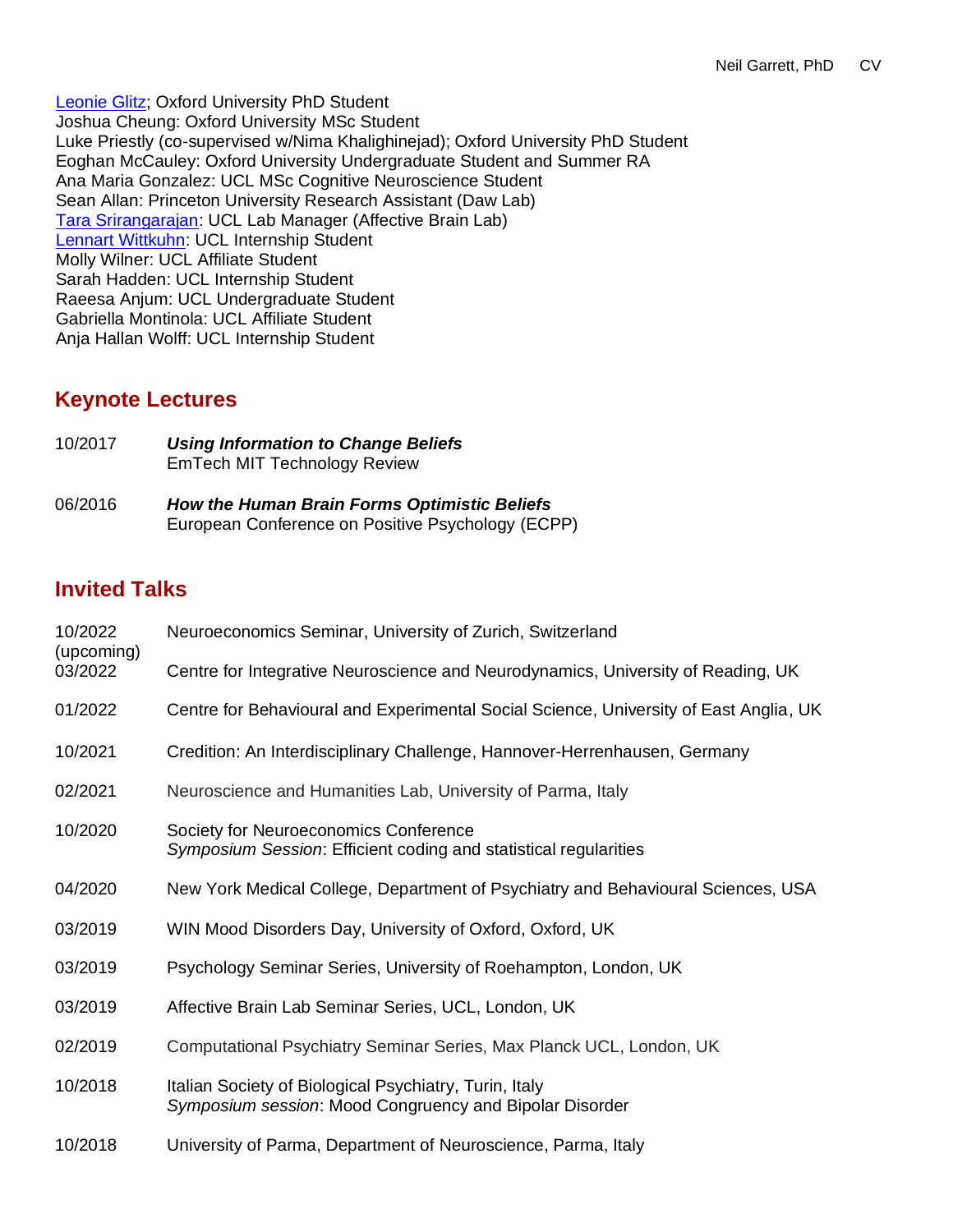Leonie Glitz; Oxford University PhD Student
Joshua Cheung: Oxford University MSc Student
Luke Priestly (co-supervised w/Nima Khalighinejad); Oxford University PhD Student
Eoghan McCauley: Oxford University Undergraduate Student and Summer RA
Ana Maria Gonzalez: UCL MSc Cognitive Neuroscience Student
Sean Allan: Princeton University Research Assistant (Daw Lab)
Tara Srirangarajan: UCL Lab Manager (Affective Brain Lab)
Lennart Wittkuhn: UCL Internship Student
Molly Wilner: UCL Affiliate Student
Sarah Hadden: UCL Internship Student
Raeesa Anjum: UCL Undergraduate Student
Gabriella Montinola: UCL Affiliate Student
Anja Hallan Wolff: UCL Internship Student

## Keynote Lectures

10/2017 ***Using Information to Change Beliefs***
EmTech MIT Technology Review

06/2016 ***How the Human Brain Forms Optimistic Beliefs***
European Conference on Positive Psychology (ECPP)

## Invited Talks

10/2022 (upcoming) Neuroeconomics Seminar, University of Zurich, Switzerland

03/2022 Centre for Integrative Neuroscience and Neurodynamics, University of Reading, UK

01/2022 Centre for Behavioural and Experimental Social Science, University of East Anglia, UK

10/2021 Credition: An Interdisciplinary Challenge, Hannover-Herrenhausen, Germany

02/2021 Neuroscience and Humanities Lab, University of Parma, Italy

10/2020 Society for Neuroeconomics Conference
*Symposium Session*: Efficient coding and statistical regularities

04/2020 New York Medical College, Department of Psychiatry and Behavioural Sciences, USA

03/2019 WIN Mood Disorders Day, University of Oxford, Oxford, UK

03/2019 Psychology Seminar Series, University of Roehampton, London, UK

03/2019 Affective Brain Lab Seminar Series, UCL, London, UK

02/2019 Computational Psychiatry Seminar Series, Max Planck UCL, London, UK

10/2018 Italian Society of Biological Psychiatry, Turin, Italy
*Symposium session*: Mood Congruency and Bipolar Disorder

10/2018 University of Parma, Department of Neuroscience, Parma, Italy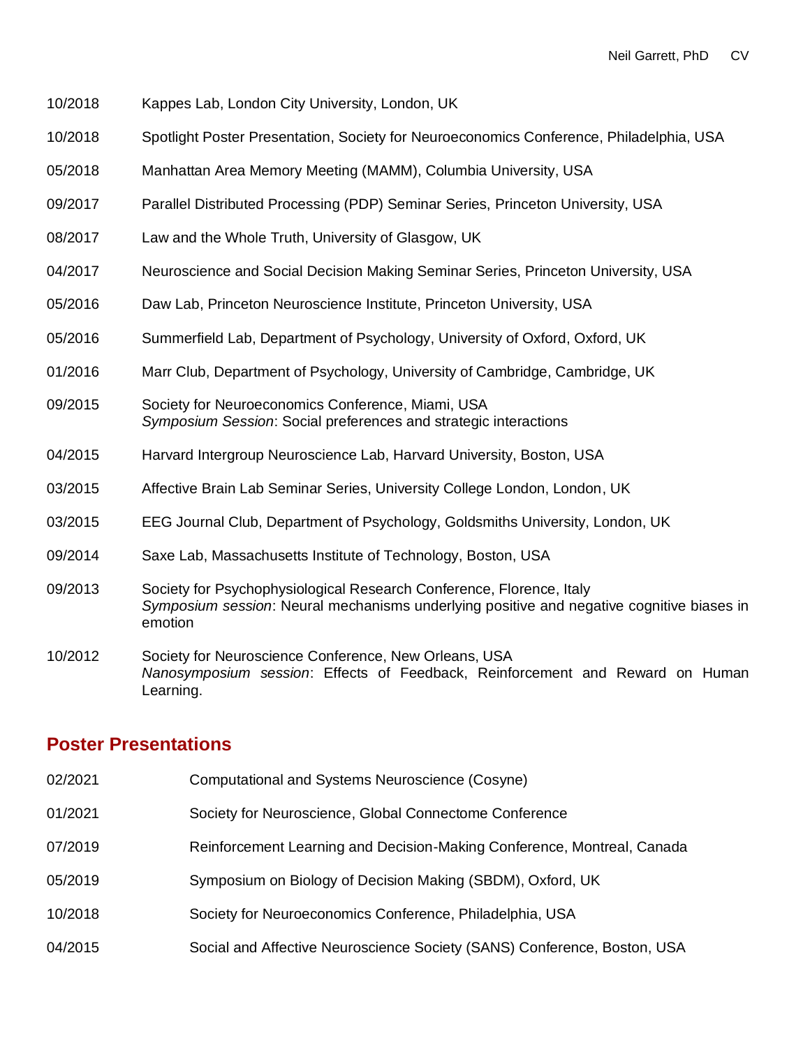10/2018 Kappes Lab, London City University, London, UK

10/2018 Spotlight Poster Presentation, Society for Neuroeconomics Conference, Philadelphia, USA

05/2018 Manhattan Area Memory Meeting (MAMM), Columbia University, USA

09/2017 Parallel Distributed Processing (PDP) Seminar Series, Princeton University, USA

08/2017 Law and the Whole Truth, University of Glasgow, UK

04/2017 Neuroscience and Social Decision Making Seminar Series, Princeton University, USA

05/2016 Daw Lab, Princeton Neuroscience Institute, Princeton University, USA

05/2016 Summerfield Lab, Department of Psychology, University of Oxford, Oxford, UK

01/2016 Marr Club, Department of Psychology, University of Cambridge, Cambridge, UK

09/2015 Society for Neuroeconomics Conference, Miami, USA
*Symposium Session*: Social preferences and strategic interactions

04/2015 Harvard Intergroup Neuroscience Lab, Harvard University, Boston, USA

03/2015 Affective Brain Lab Seminar Series, University College London, London, UK

03/2015 EEG Journal Club, Department of Psychology, Goldsmiths University, London, UK

09/2014 Saxe Lab, Massachusetts Institute of Technology, Boston, USA

09/2013 Society for Psychophysiological Research Conference, Florence, Italy
*Symposium session*: Neural mechanisms underlying positive and negative cognitive biases in emotion

10/2012 Society for Neuroscience Conference, New Orleans, USA
*Nanosymposium session*: Effects of Feedback, Reinforcement and Reward on Human Learning.

## Poster Presentations

02/2021 Computational and Systems Neuroscience (Cosyne)

01/2021 Society for Neuroscience, Global Connectome Conference

07/2019 Reinforcement Learning and Decision-Making Conference, Montreal, Canada

05/2019 Symposium on Biology of Decision Making (SBDM), Oxford, UK

10/2018 Society for Neuroeconomics Conference, Philadelphia, USA

04/2015 Social and Affective Neuroscience Society (SANS) Conference, Boston, USA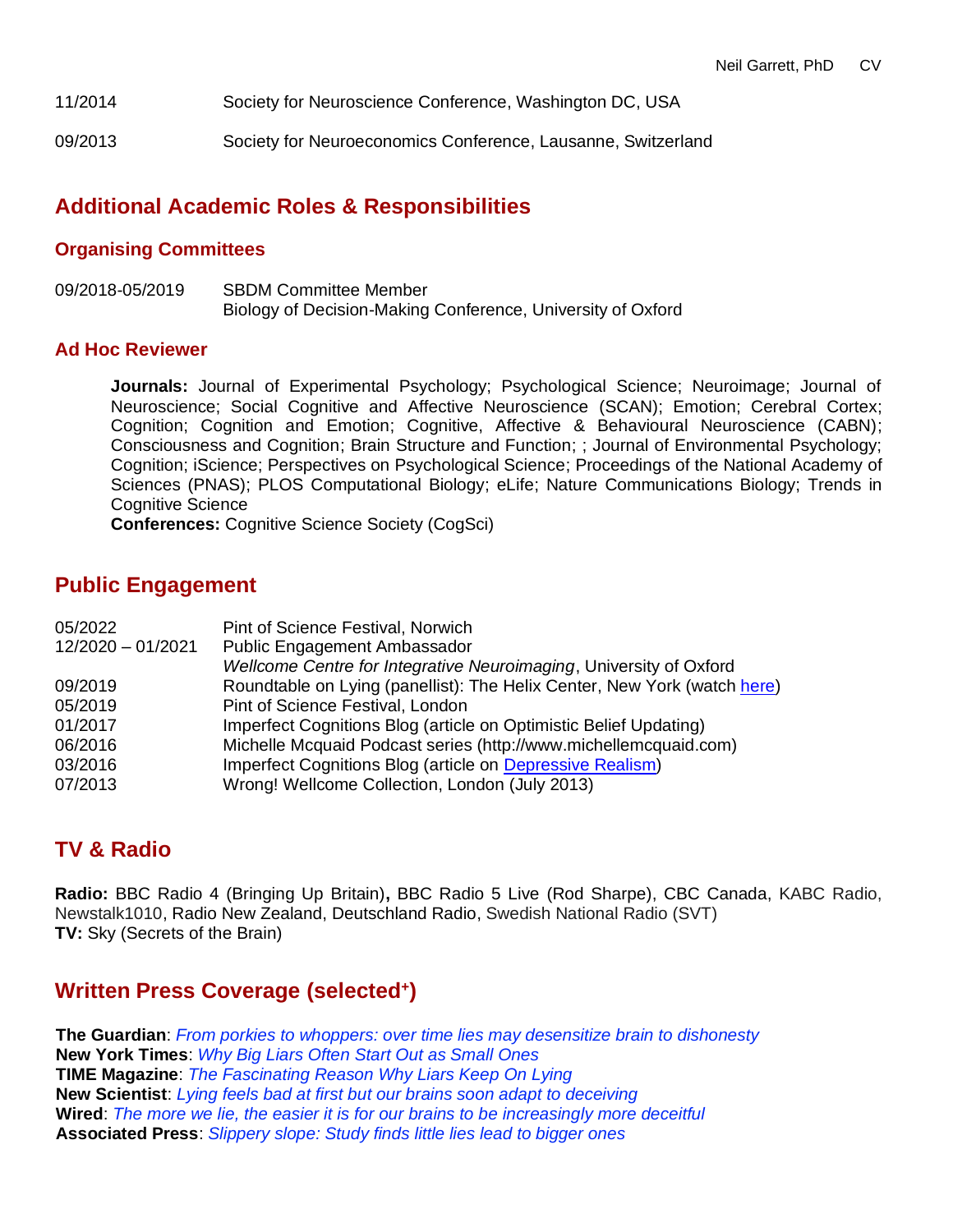11/2014 Society for Neuroscience Conference, Washington DC, USA

09/2013 Society for Neuroeconomics Conference, Lausanne, Switzerland

## Additional Academic Roles & Responsibilities

### Organising Committees

09/2018-05/2019 SBDM Committee Member
Biology of Decision-Making Conference, University of Oxford

### Ad Hoc Reviewer

**Journals:** Journal of Experimental Psychology; Psychological Science; Neuroimage; Journal of Neuroscience; Social Cognitive and Affective Neuroscience (SCAN); Emotion; Cerebral Cortex; Cognition; Cognition and Emotion; Cognitive, Affective & Behavioural Neuroscience (CABN); Consciousness and Cognition; Brain Structure and Function; ; Journal of Environmental Psychology; Cognition; iScience; Perspectives on Psychological Science; Proceedings of the National Academy of Sciences (PNAS); PLOS Computational Biology; eLife; Nature Communications Biology; Trends in Cognitive Science
**Conferences:** Cognitive Science Society (CogSci)

## Public Engagement

05/2022 Pint of Science Festival, Norwich
12/2020 – 01/2021 Public Engagement Ambassador
*Wellcome Centre for Integrative Neuroimaging*, University of Oxford
09/2019 Roundtable on Lying (panellist): The Helix Center, New York (watch here)
05/2019 Pint of Science Festival, London
01/2017 Imperfect Cognitions Blog (article on Optimistic Belief Updating)
06/2016 Michelle Mcquaid Podcast series (http://www.michellemcquaid.com)
03/2016 Imperfect Cognitions Blog (article on Depressive Realism)
07/2013 Wrong! Wellcome Collection, London (July 2013)

## TV & Radio

**Radio:** BBC Radio 4 (Bringing Up Britain)**,** BBC Radio 5 Live (Rod Sharpe), CBC Canada, KABC Radio, Newstalk1010, Radio New Zealand, Deutschland Radio, Swedish National Radio (SVT)
**TV:** Sky (Secrets of the Brain)

## Written Press Coverage (selected+)

**The Guardian**: *From porkies to whoppers: over time lies may desensitize brain to dishonesty*
**New York Times**: *Why Big Liars Often Start Out as Small Ones*
**TIME Magazine**: *The Fascinating Reason Why Liars Keep On Lying*
**New Scientist**: *Lying feels bad at first but our brains soon adapt to deceiving*
**Wired**: *The more we lie, the easier it is for our brains to be increasingly more deceitful*
**Associated Press**: *Slippery slope: Study finds little lies lead to bigger ones*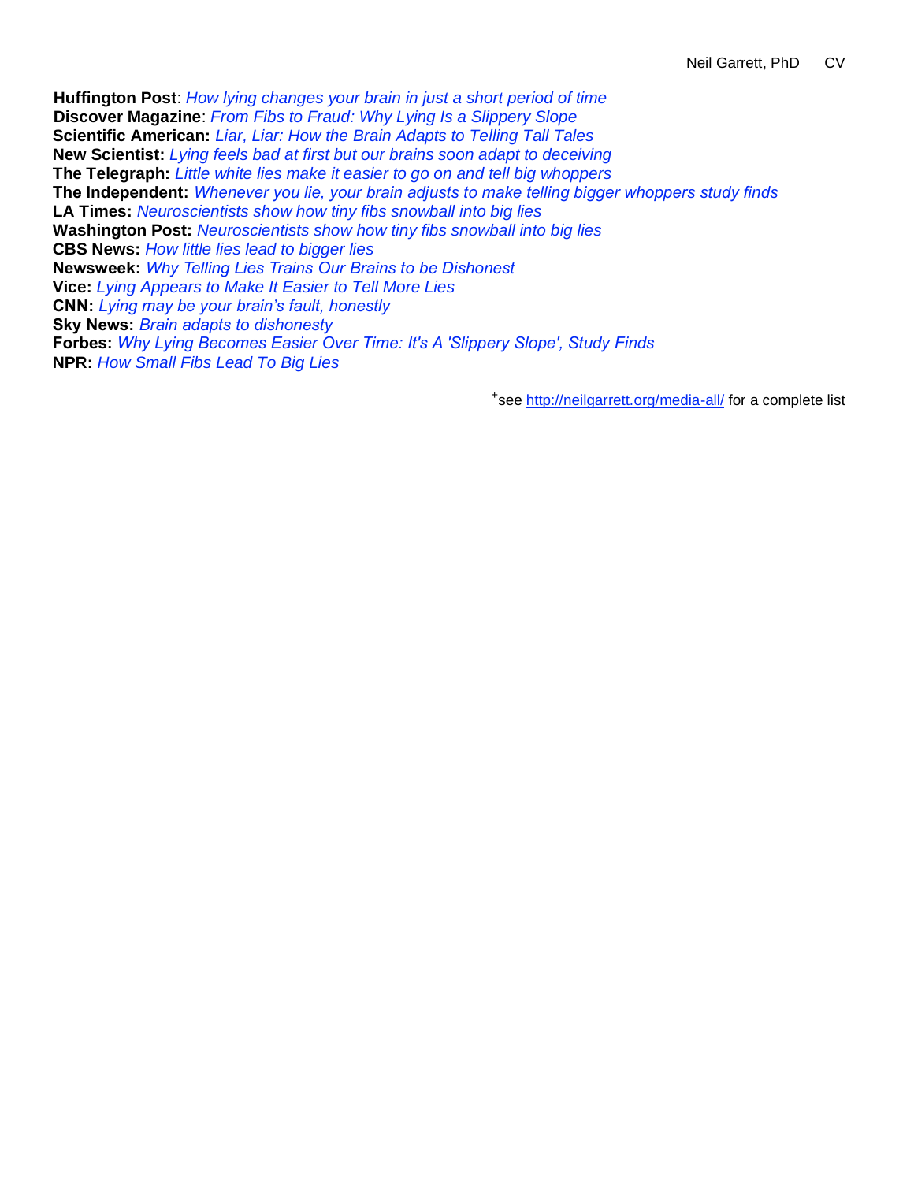**Huffington Post**: *How lying changes your brain in just a short period of time*
**Discover Magazine**: *From Fibs to Fraud: Why Lying Is a Slippery Slope*
**Scientific American:** *Liar, Liar: How the Brain Adapts to Telling Tall Tales*
**New Scientist:** *Lying feels bad at first but our brains soon adapt to deceiving*
**The Telegraph:** *Little white lies make it easier to go on and tell big whoppers*
**The Independent:** *Whenever you lie, your brain adjusts to make telling bigger whoppers study finds*
**LA Times:** *Neuroscientists show how tiny fibs snowball into big lies*
**Washington Post:** *Neuroscientists show how tiny fibs snowball into big lies*
**CBS News:** *How little lies lead to bigger lies*
**Newsweek:** *Why Telling Lies Trains Our Brains to be Dishonest*
**Vice:** *Lying Appears to Make It Easier to Tell More Lies*
**CNN:** *Lying may be your brain's fault, honestly*
**Sky News:** *Brain adapts to dishonesty*
**Forbes:** *Why Lying Becomes Easier Over Time: It's A 'Slippery Slope', Study Finds*
**NPR:** *How Small Fibs Lead To Big Lies*

[+]see http://neilgarrett.org/media-all/ for a complete list